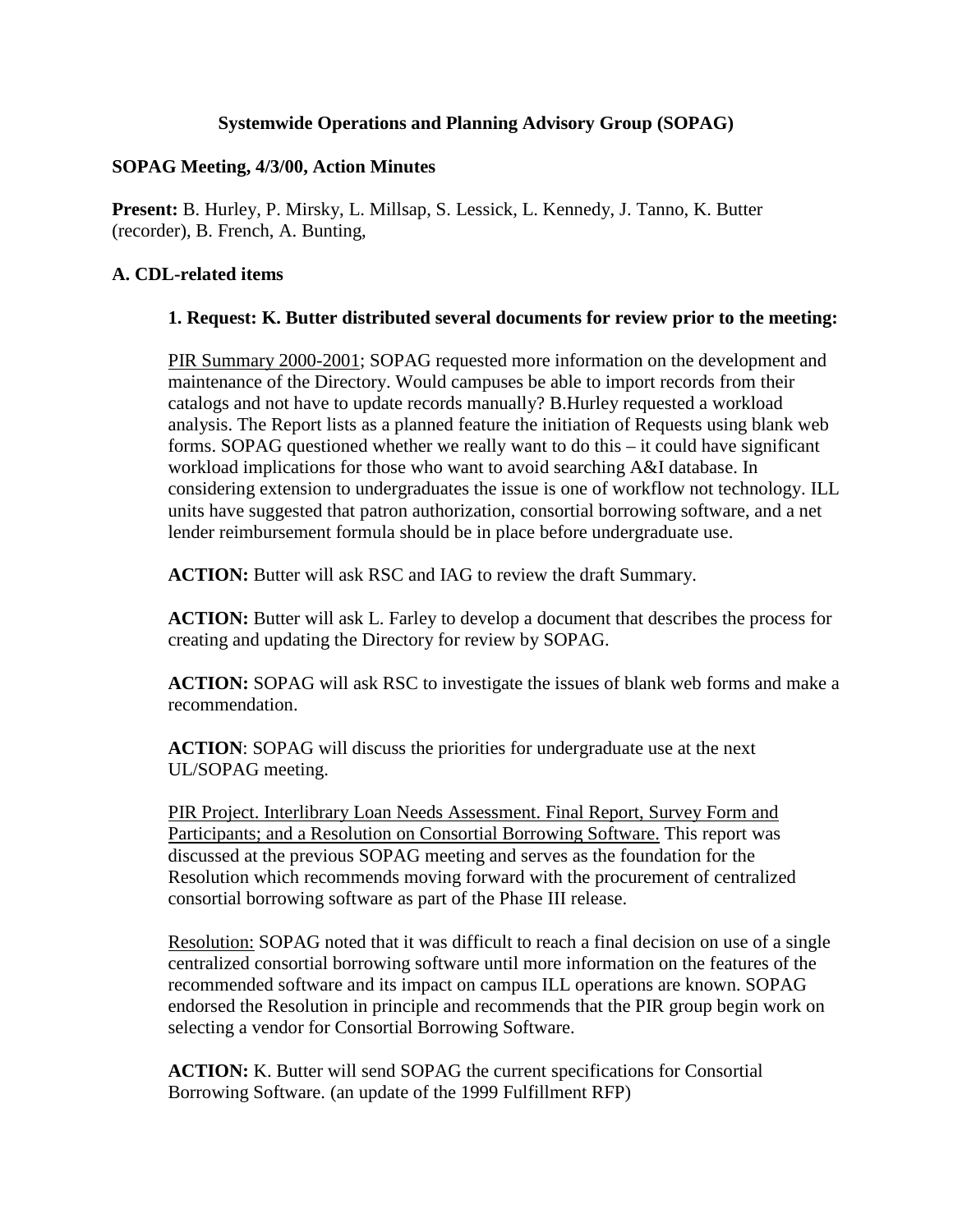**Systemwide Operations and Planning Advisory Group (SOPAG)**

**SOPAG Meeting, 4/3/00, Action Minutes**

**Present:** B. Hurley, P. Mirsky, L. Millsap, S. Lessick, L. Kennedy, J. Tanno, K. Butter (recorder), B. French, A. Bunting,

**A. CDL-related items**

**1. Request: K. Butter distributed several documents for review prior to the meeting:**

<u>PIR Summary 2000-2001</u>; SOPAG requested more information on the development and maintenance of the Directory. Would campuses be able to import records from their catalogs and not have to update records manually? B.Hurley requested a workload analysis. The Report lists as a planned feature the initiation of Requests using blank web forms. SOPAG questioned whether we really want to do this – it could have significant workload implications for those who want to avoid searching A&I database. In considering extension to undergraduates the issue is one of workflow not technology. ILL units have suggested that patron authorization, consortial borrowing software, and a net lender reimbursement formula should be in place before undergraduate use.

**ACTION:** Butter will ask RSC and IAG to review the draft Summary.

**ACTION:** Butter will ask L. Farley to develop a document that describes the process for creating and updating the Directory for review by SOPAG.

**ACTION:** SOPAG will ask RSC to investigate the issues of blank web forms and make a recommendation.

**ACTION**: SOPAG will discuss the priorities for undergraduate use at the next UL/SOPAG meeting.

<u>PIR Project. Interlibrary Loan Needs Assessment. Final Report, Survey Form and Participants; and a Resolution on Consortial Borrowing Software.</u> This report was discussed at the previous SOPAG meeting and serves as the foundation for the Resolution which recommends moving forward with the procurement of centralized consortial borrowing software as part of the Phase III release.

<u>Resolution:</u> SOPAG noted that it was difficult to reach a final decision on use of a single centralized consortial borrowing software until more information on the features of the recommended software and its impact on campus ILL operations are known. SOPAG endorsed the Resolution in principle and recommends that the PIR group begin work on selecting a vendor for Consortial Borrowing Software.

**ACTION:** K. Butter will send SOPAG the current specifications for Consortial Borrowing Software. (an update of the 1999 Fulfillment RFP)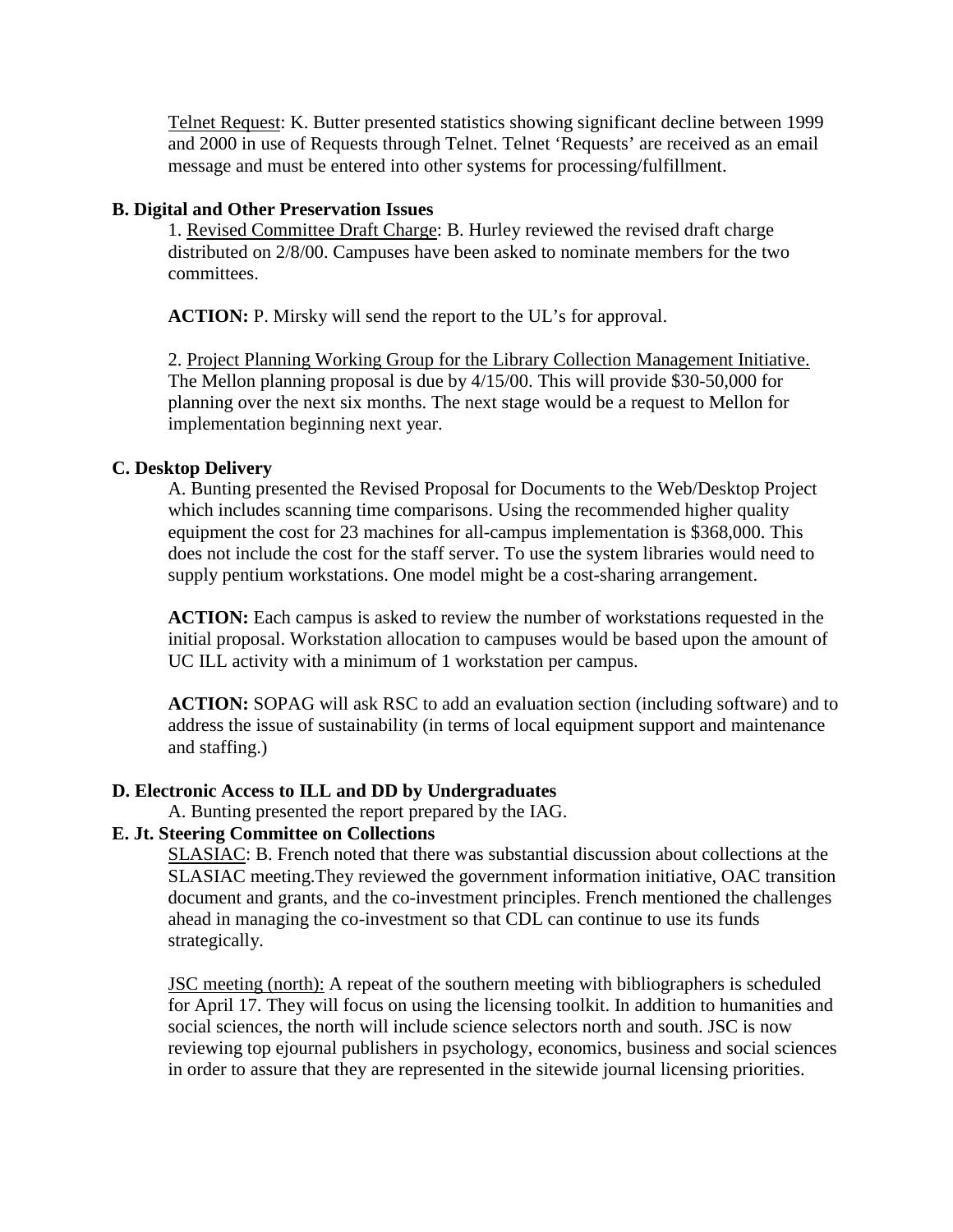Telnet Request: K. Butter presented statistics showing significant decline between 1999 and 2000 in use of Requests through Telnet. Telnet 'Requests' are received as an email message and must be entered into other systems for processing/fulfillment.

**B. Digital and Other Preservation Issues**

1. Revised Committee Draft Charge: B. Hurley reviewed the revised draft charge distributed on 2/8/00. Campuses have been asked to nominate members for the two committees.

**ACTION:** P. Mirsky will send the report to the UL's for approval.

2. Project Planning Working Group for the Library Collection Management Initiative. The Mellon planning proposal is due by 4/15/00. This will provide $30-50,000 for planning over the next six months. The next stage would be a request to Mellon for implementation beginning next year.

**C. Desktop Delivery**

A. Bunting presented the Revised Proposal for Documents to the Web/Desktop Project which includes scanning time comparisons. Using the recommended higher quality equipment the cost for 23 machines for all-campus implementation is $368,000. This does not include the cost for the staff server. To use the system libraries would need to supply pentium workstations. One model might be a cost-sharing arrangement.

**ACTION:** Each campus is asked to review the number of workstations requested in the initial proposal. Workstation allocation to campuses would be based upon the amount of UC ILL activity with a minimum of 1 workstation per campus.

**ACTION:** SOPAG will ask RSC to add an evaluation section (including software) and to address the issue of sustainability (in terms of local equipment support and maintenance and staffing.)

**D. Electronic Access to ILL and DD by Undergraduates**

A. Bunting presented the report prepared by the IAG.

**E. Jt. Steering Committee on Collections**

SLASIAC: B. French noted that there was substantial discussion about collections at the SLASIAC meeting.They reviewed the government information initiative, OAC transition document and grants, and the co-investment principles. French mentioned the challenges ahead in managing the co-investment so that CDL can continue to use its funds strategically.

JSC meeting (north): A repeat of the southern meeting with bibliographers is scheduled for April 17. They will focus on using the licensing toolkit. In addition to humanities and social sciences, the north will include science selectors north and south. JSC is now reviewing top ejournal publishers in psychology, economics, business and social sciences in order to assure that they are represented in the sitewide journal licensing priorities.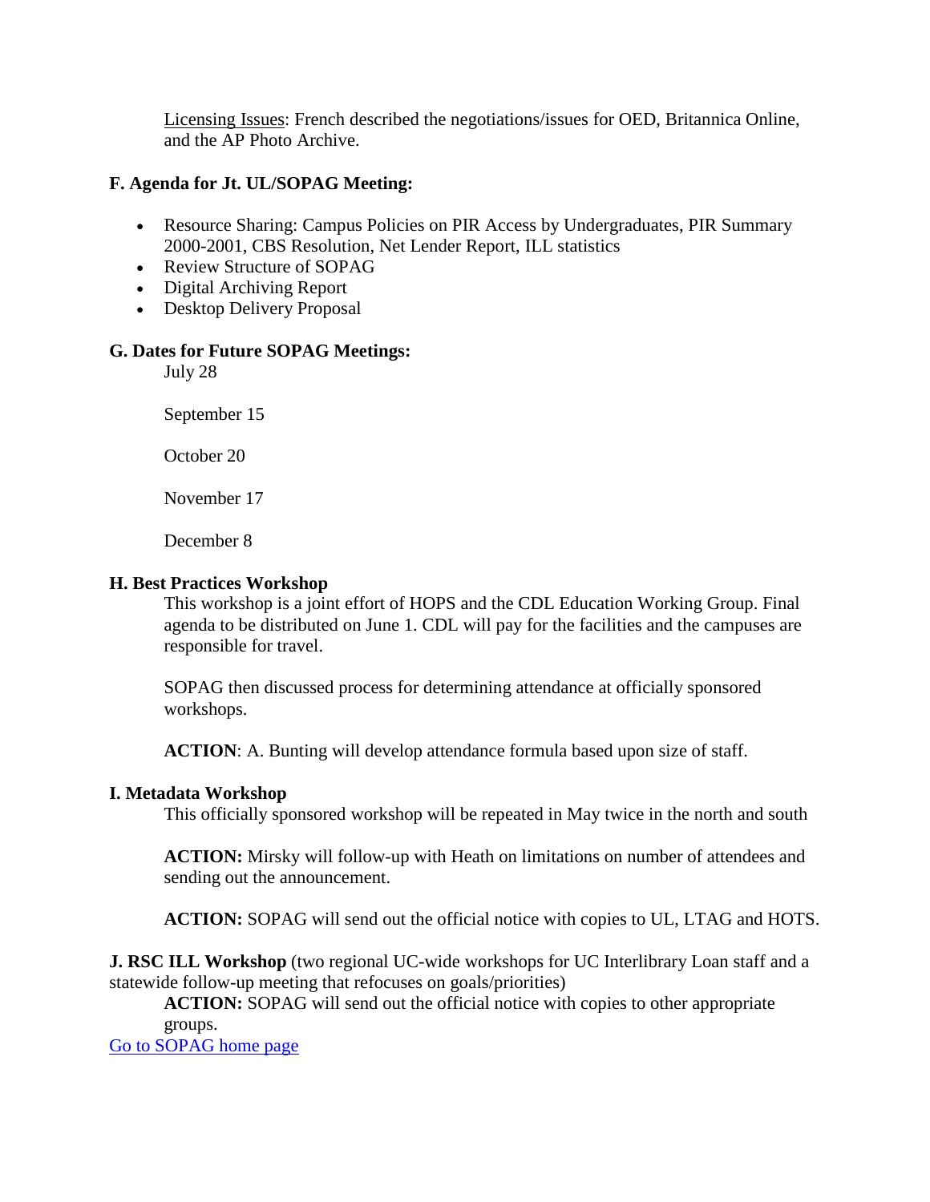Licensing Issues: French described the negotiations/issues for OED, Britannica Online, and the AP Photo Archive.

**F. Agenda for Jt. UL/SOPAG Meeting:**

- Resource Sharing: Campus Policies on PIR Access by Undergraduates, PIR Summary 2000-2001, CBS Resolution, Net Lender Report, ILL statistics
- Review Structure of SOPAG
- Digital Archiving Report
- Desktop Delivery Proposal

**G. Dates for Future SOPAG Meetings:**

July 28

September 15

October 20

November 17

December 8

**H. Best Practices Workshop**

This workshop is a joint effort of HOPS and the CDL Education Working Group. Final agenda to be distributed on June 1. CDL will pay for the facilities and the campuses are responsible for travel.

SOPAG then discussed process for determining attendance at officially sponsored workshops.

**ACTION**: A. Bunting will develop attendance formula based upon size of staff.

**I. Metadata Workshop**

This officially sponsored workshop will be repeated in May twice in the north and south

**ACTION:** Mirsky will follow-up with Heath on limitations on number of attendees and sending out the announcement.

**ACTION:** SOPAG will send out the official notice with copies to UL, LTAG and HOTS.

**J. RSC ILL Workshop** (two regional UC-wide workshops for UC Interlibrary Loan staff and a statewide follow-up meeting that refocuses on goals/priorities)

**ACTION:** SOPAG will send out the official notice with copies to other appropriate groups.

Go to SOPAG home page